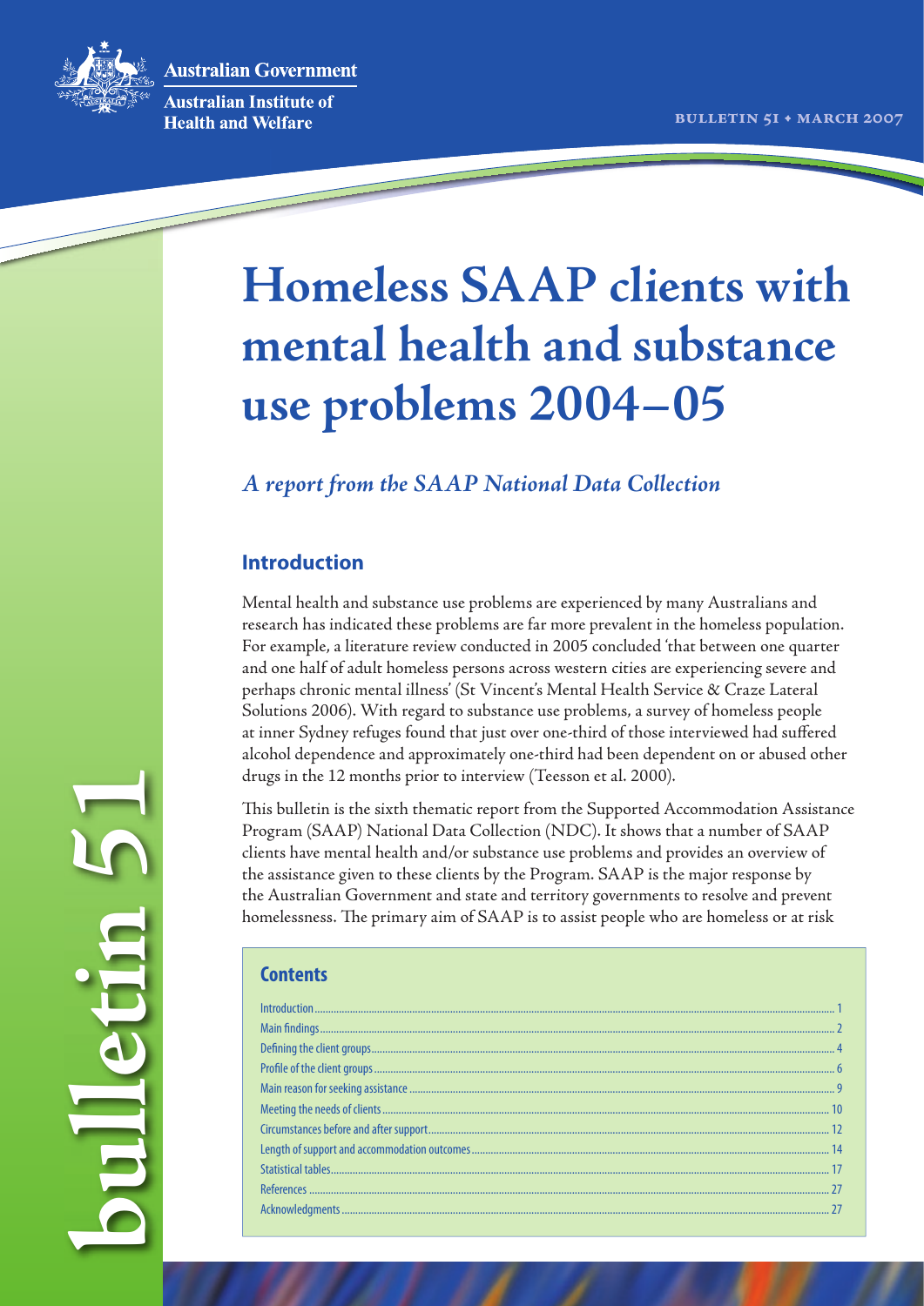Australian Government

Australian Institute of Health and Welfare

BULLETIN 51 • MARCH 2007

# Homeless SAAP clients with mental health and substance use problems 2004–05

*A report from the SAAP National Data Collection*

## Introduction

Mental health and substance use problems are experienced by many Australians and research has indicated these problems are far more prevalent in the homeless population. For example, a literature review conducted in 2005 concluded 'that between one quarter and one half of adult homeless persons across western cities are experiencing severe and perhaps chronic mental illness' (St Vincent's Mental Health Service & Craze Lateral Solutions 2006). With regard to substance use problems, a survey of homeless people at inner Sydney refuges found that just over one-third of those interviewed had suffered alcohol dependence and approximately one-third had been dependent on or abused other drugs in the 12 months prior to interview (Teesson et al. 2000).

This bulletin is the sixth thematic report from the Supported Accommodation Assistance Program (SAAP) National Data Collection (NDC). It shows that a number of SAAP clients have mental health and/or substance use problems and provides an overview of the assistance given to these clients by the Program. SAAP is the major response by the Australian Government and state and territory governments to resolve and prevent homelessness. The primary aim of SAAP is to assist people who are homeless or at risk

## Contents

| | |
|---|---|
| Introduction | 1 |
| Main findings | 2 |
| Defining the client groups | 4 |
| Profile of the client groups | 6 |
| Main reason for seeking assistance | 9 |
| Meeting the needs of clients | 10 |
| Circumstances before and after support | 12 |
| Length of support and accommodation outcomes | 14 |
| Statistical tables | 17 |
| References | 27 |
| Acknowledgments | 27 |

bulletin 51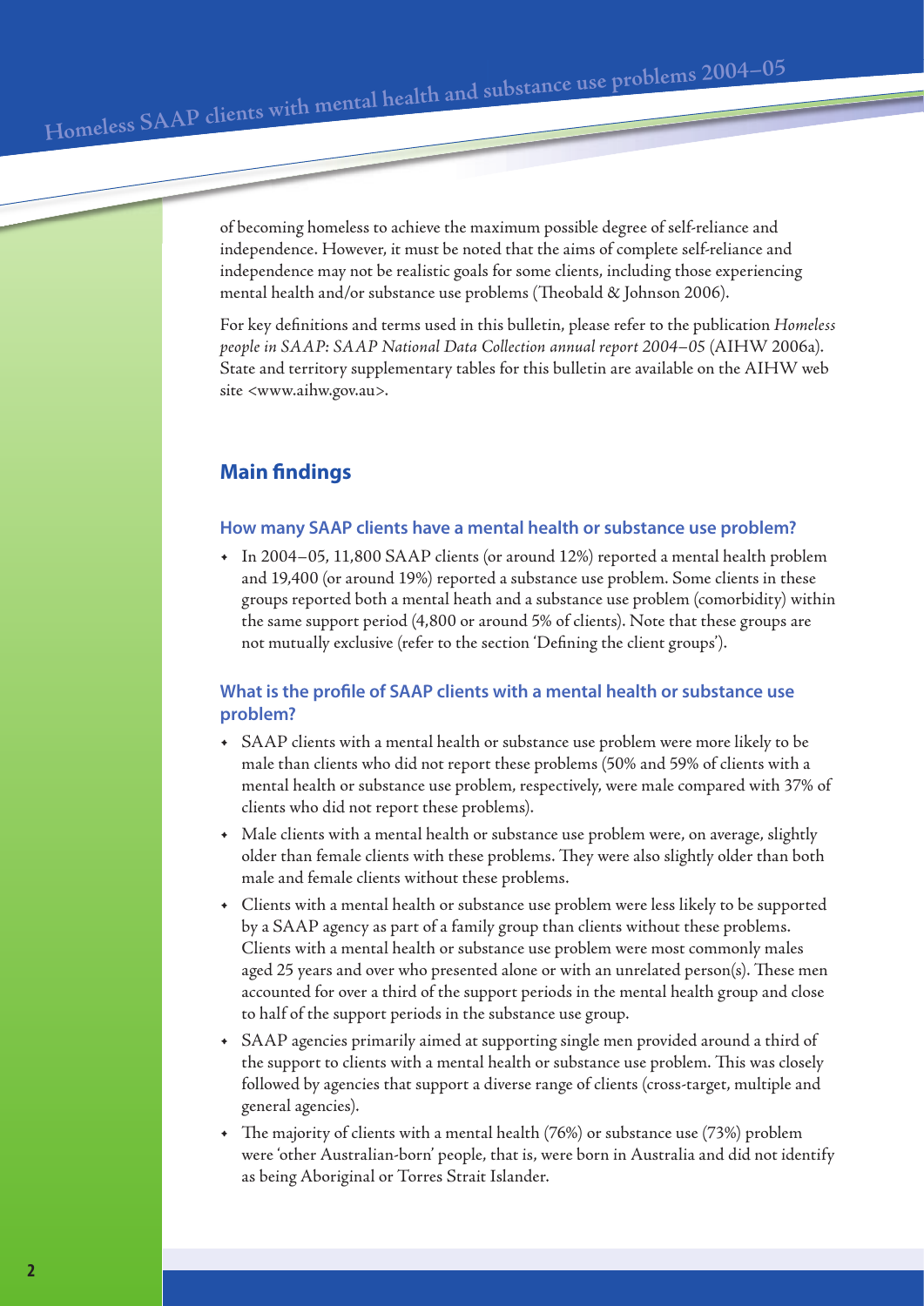of becoming homeless to achieve the maximum possible degree of self-reliance and independence. However, it must be noted that the aims of complete self-reliance and independence may not be realistic goals for some clients, including those experiencing mental health and/or substance use problems (Theobald & Johnson 2006).

For key definitions and terms used in this bulletin, please refer to the publication *Homeless people in SAAP: SAAP National Data Collection annual report 2004–05* (AIHW 2006a). State and territory supplementary tables for this bulletin are available on the AIHW web site <www.aihw.gov.au>.

## Main findings

### How many SAAP clients have a mental health or substance use problem?

- In 2004–05, 11,800 SAAP clients (or around 12%) reported a mental health problem and 19,400 (or around 19%) reported a substance use problem. Some clients in these groups reported both a mental heath and a substance use problem (comorbidity) within the same support period (4,800 or around 5% of clients). Note that these groups are not mutually exclusive (refer to the section 'Defining the client groups').

### What is the profile of SAAP clients with a mental health or substance use problem?

- SAAP clients with a mental health or substance use problem were more likely to be male than clients who did not report these problems (50% and 59% of clients with a mental health or substance use problem, respectively, were male compared with 37% of clients who did not report these problems).
- Male clients with a mental health or substance use problem were, on average, slightly older than female clients with these problems. They were also slightly older than both male and female clients without these problems.
- Clients with a mental health or substance use problem were less likely to be supported by a SAAP agency as part of a family group than clients without these problems. Clients with a mental health or substance use problem were most commonly males aged 25 years and over who presented alone or with an unrelated person(s). These men accounted for over a third of the support periods in the mental health group and close to half of the support periods in the substance use group.
- SAAP agencies primarily aimed at supporting single men provided around a third of the support to clients with a mental health or substance use problem. This was closely followed by agencies that support a diverse range of clients (cross-target, multiple and general agencies).
- The majority of clients with a mental health (76%) or substance use (73%) problem were 'other Australian-born' people, that is, were born in Australia and did not identify as being Aboriginal or Torres Strait Islander.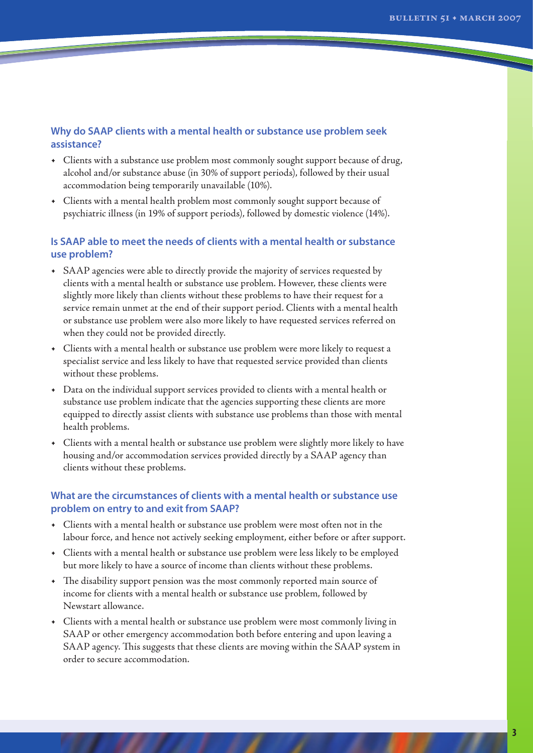### Why do SAAP clients with a mental health or substance use problem seek assistance?

- Clients with a substance use problem most commonly sought support because of drug, alcohol and/or substance abuse (in 30% of support periods), followed by their usual accommodation being temporarily unavailable (10%).
- Clients with a mental health problem most commonly sought support because of psychiatric illness (in 19% of support periods), followed by domestic violence (14%).

### Is SAAP able to meet the needs of clients with a mental health or substance use problem?

- SAAP agencies were able to directly provide the majority of services requested by clients with a mental health or substance use problem. However, these clients were slightly more likely than clients without these problems to have their request for a service remain unmet at the end of their support period. Clients with a mental health or substance use problem were also more likely to have requested services referred on when they could not be provided directly.
- Clients with a mental health or substance use problem were more likely to request a specialist service and less likely to have that requested service provided than clients without these problems.
- Data on the individual support services provided to clients with a mental health or substance use problem indicate that the agencies supporting these clients are more equipped to directly assist clients with substance use problems than those with mental health problems.
- Clients with a mental health or substance use problem were slightly more likely to have housing and/or accommodation services provided directly by a SAAP agency than clients without these problems.

### What are the circumstances of clients with a mental health or substance use problem on entry to and exit from SAAP?

- Clients with a mental health or substance use problem were most often not in the labour force, and hence not actively seeking employment, either before or after support.
- Clients with a mental health or substance use problem were less likely to be employed but more likely to have a source of income than clients without these problems.
- The disability support pension was the most commonly reported main source of income for clients with a mental health or substance use problem, followed by Newstart allowance.
- Clients with a mental health or substance use problem were most commonly living in SAAP or other emergency accommodation both before entering and upon leaving a SAAP agency. This suggests that these clients are moving within the SAAP system in order to secure accommodation.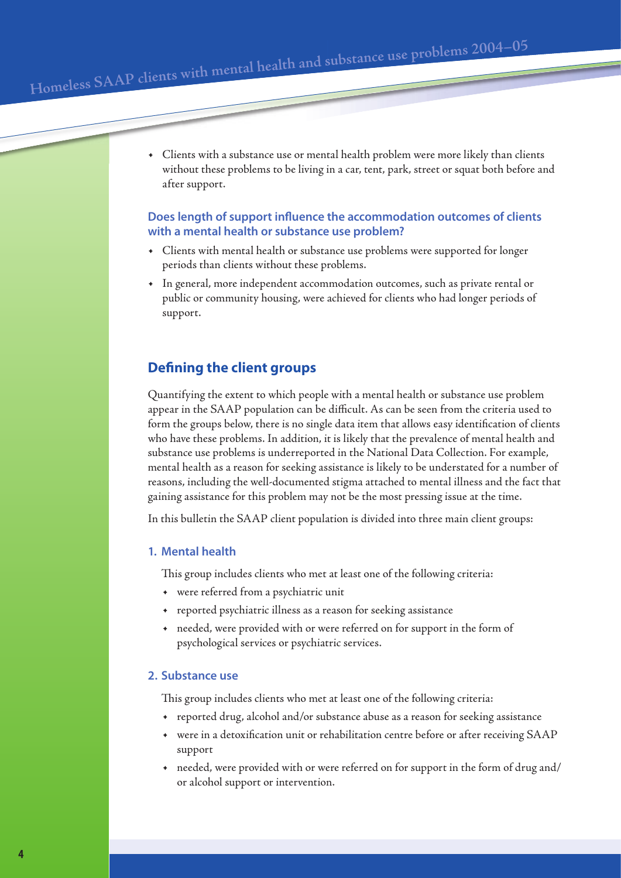- Clients with a substance use or mental health problem were more likely than clients without these problems to be living in a car, tent, park, street or squat both before and after support.

### Does length of support influence the accommodation outcomes of clients with a mental health or substance use problem?

- Clients with mental health or substance use problems were supported for longer periods than clients without these problems.
- In general, more independent accommodation outcomes, such as private rental or public or community housing, were achieved for clients who had longer periods of support.

## Defining the client groups

Quantifying the extent to which people with a mental health or substance use problem appear in the SAAP population can be difficult. As can be seen from the criteria used to form the groups below, there is no single data item that allows easy identification of clients who have these problems. In addition, it is likely that the prevalence of mental health and substance use problems is underreported in the National Data Collection. For example, mental health as a reason for seeking assistance is likely to be understated for a number of reasons, including the well-documented stigma attached to mental illness and the fact that gaining assistance for this problem may not be the most pressing issue at the time.

In this bulletin the SAAP client population is divided into three main client groups:

### 1. Mental health

This group includes clients who met at least one of the following criteria:

- were referred from a psychiatric unit
- reported psychiatric illness as a reason for seeking assistance
- needed, were provided with or were referred on for support in the form of psychological services or psychiatric services.

### 2. Substance use

This group includes clients who met at least one of the following criteria:

- reported drug, alcohol and/or substance abuse as a reason for seeking assistance
- were in a detoxification unit or rehabilitation centre before or after receiving SAAP support
- needed, were provided with or were referred on for support in the form of drug and/or alcohol support or intervention.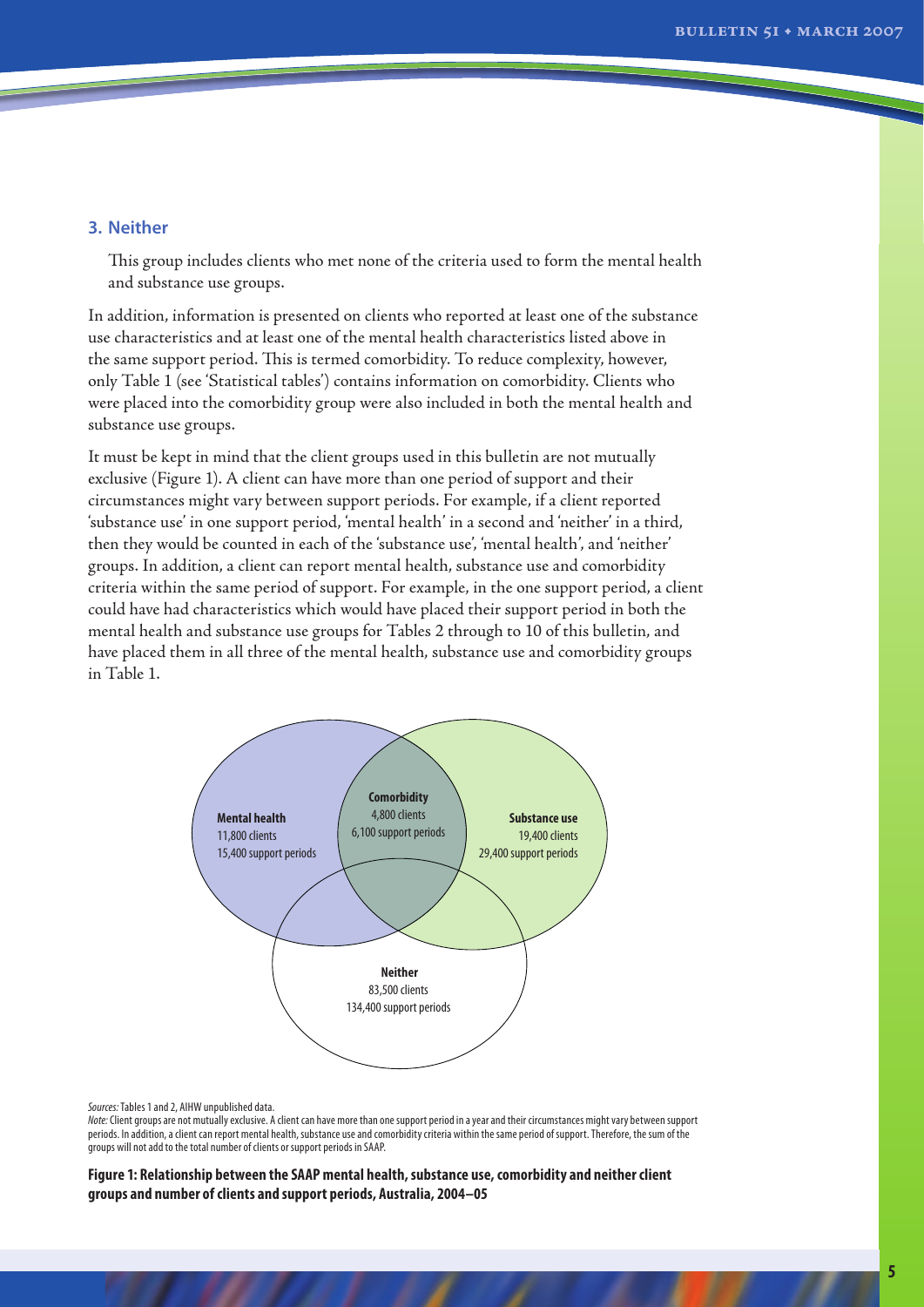### 3. Neither

This group includes clients who met none of the criteria used to form the mental health and substance use groups.

In addition, information is presented on clients who reported at least one of the substance use characteristics and at least one of the mental health characteristics listed above in the same support period. This is termed comorbidity. To reduce complexity, however, only Table 1 (see 'Statistical tables') contains information on comorbidity. Clients who were placed into the comorbidity group were also included in both the mental health and substance use groups.

It must be kept in mind that the client groups used in this bulletin are not mutually exclusive (Figure 1). A client can have more than one period of support and their circumstances might vary between support periods. For example, if a client reported 'substance use' in one support period, 'mental health' in a second and 'neither' in a third, then they would be counted in each of the 'substance use', 'mental health', and 'neither' groups. In addition, a client can report mental health, substance use and comorbidity criteria within the same period of support. For example, in the one support period, a client could have had characteristics which would have placed their support period in both the mental health and substance use groups for Tables 2 through to 10 of this bulletin, and have placed them in all three of the mental health, substance use and comorbidity groups in Table 1.

**Mental health**
11,800 clients
15,400 support periods

**Comorbidity**
4,800 clients
6,100 support periods

**Substance use**
19,400 clients
29,400 support periods

**Neither**
83,500 clients
134,400 support periods

*Sources:* Tables 1 and 2, AIHW unpublished data.
*Note:* Client groups are not mutually exclusive. A client can have more than one support period in a year and their circumstances might vary between support periods. In addition, a client can report mental health, substance use and comorbidity criteria within the same period of support. Therefore, the sum of the groups will not add to the total number of clients or support periods in SAAP.

**Figure 1: Relationship between the SAAP mental health, substance use, comorbidity and neither client groups and number of clients and support periods, Australia, 2004–05**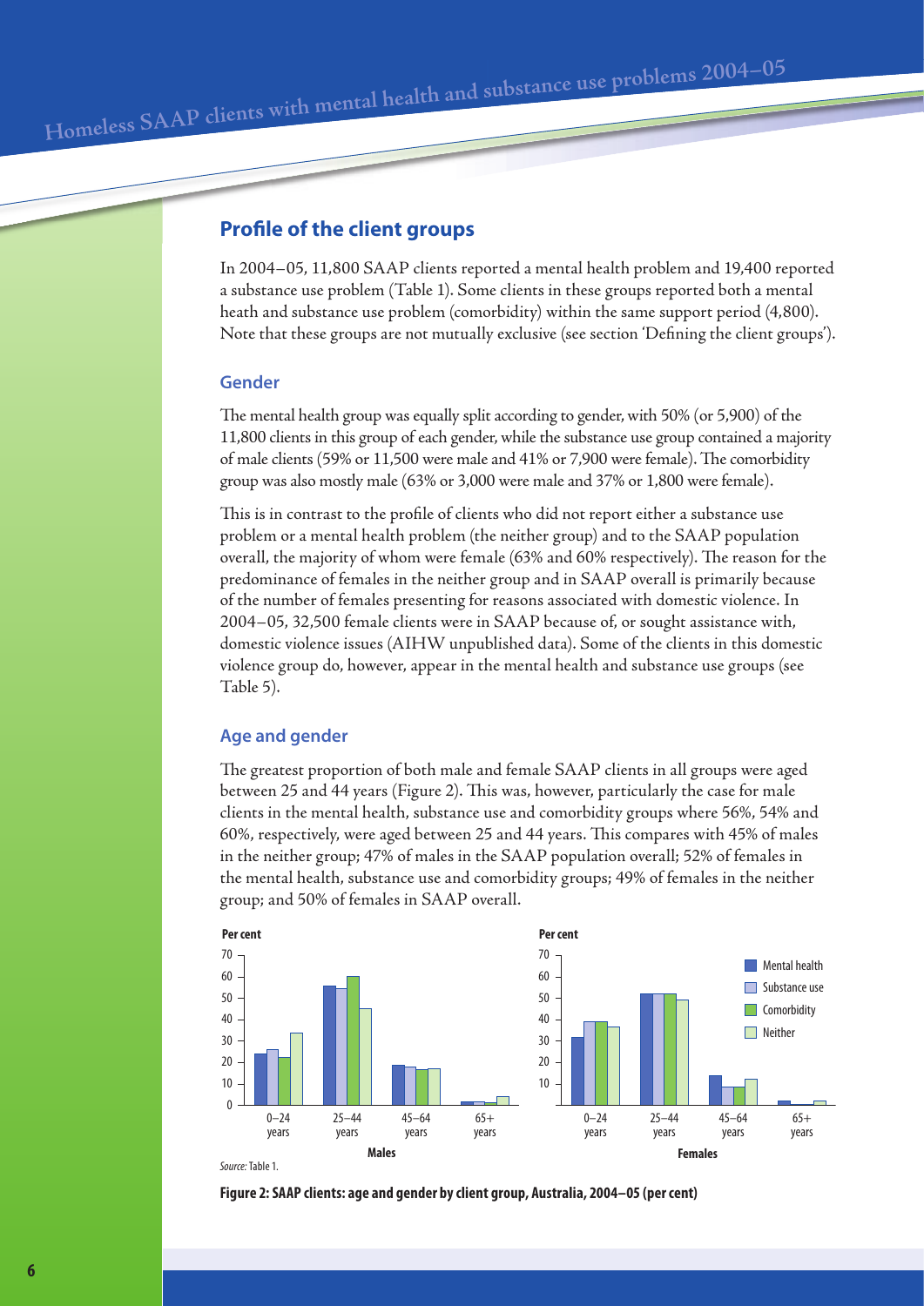## Profile of the client groups

In 2004–05, 11,800 SAAP clients reported a mental health problem and 19,400 reported a substance use problem (Table 1). Some clients in these groups reported both a mental heath and substance use problem (comorbidity) within the same support period (4,800). Note that these groups are not mutually exclusive (see section 'Defining the client groups').

### Gender

The mental health group was equally split according to gender, with 50% (or 5,900) of the 11,800 clients in this group of each gender, while the substance use group contained a majority of male clients (59% or 11,500 were male and 41% or 7,900 were female). The comorbidity group was also mostly male (63% or 3,000 were male and 37% or 1,800 were female).

This is in contrast to the profile of clients who did not report either a substance use problem or a mental health problem (the neither group) and to the SAAP population overall, the majority of whom were female (63% and 60% respectively). The reason for the predominance of females in the neither group and in SAAP overall is primarily because of the number of females presenting for reasons associated with domestic violence. In 2004–05, 32,500 female clients were in SAAP because of, or sought assistance with, domestic violence issues (AIHW unpublished data). Some of the clients in this domestic violence group do, however, appear in the mental health and substance use groups (see Table 5).

### Age and gender

The greatest proportion of both male and female SAAP clients in all groups were aged between 25 and 44 years (Figure 2). This was, however, particularly the case for male clients in the mental health, substance use and comorbidity groups where 56%, 54% and 60%, respectively, were aged between 25 and 44 years. This compares with 45% of males in the neither group; 47% of males in the SAAP population overall; 52% of females in the mental health, substance use and comorbidity groups; 49% of females in the neither group; and 50% of females in SAAP overall.

*Source:* Table 1.

**Figure 2: SAAP clients: age and gender by client group, Australia, 2004–05 (per cent)**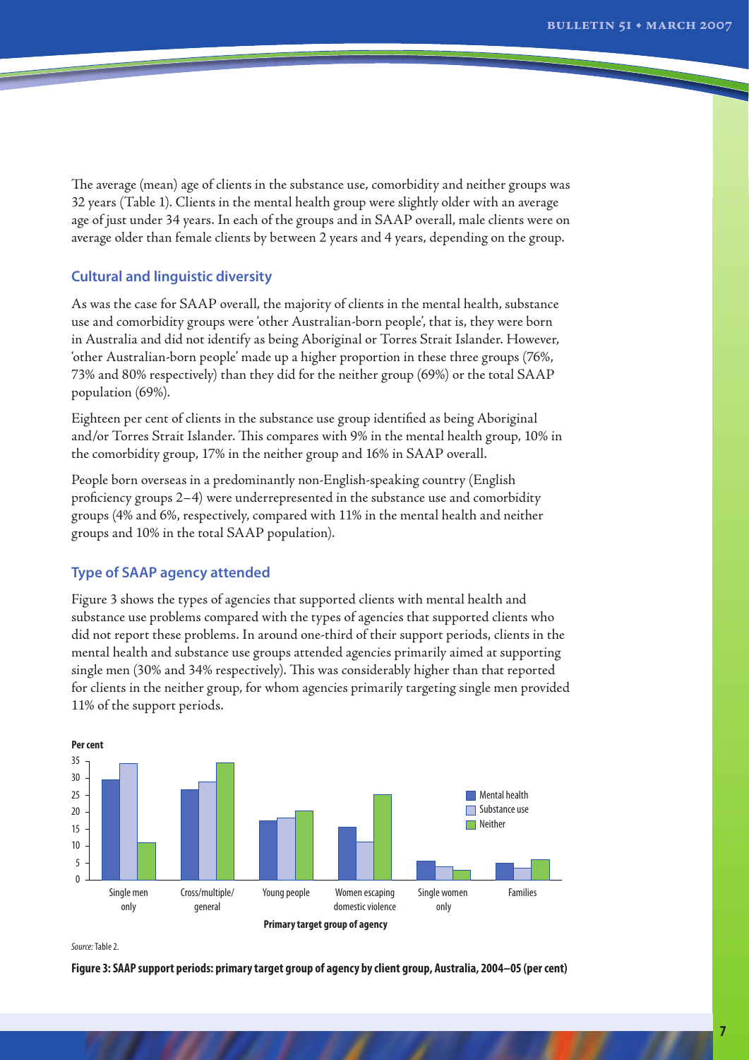The average (mean) age of clients in the substance use, comorbidity and neither groups was 32 years (Table 1). Clients in the mental health group were slightly older with an average age of just under 34 years. In each of the groups and in SAAP overall, male clients were on average older than female clients by between 2 years and 4 years, depending on the group.

## Cultural and linguistic diversity

As was the case for SAAP overall, the majority of clients in the mental health, substance use and comorbidity groups were 'other Australian-born people', that is, they were born in Australia and did not identify as being Aboriginal or Torres Strait Islander. However, 'other Australian-born people' made up a higher proportion in these three groups (76%, 73% and 80% respectively) than they did for the neither group (69%) or the total SAAP population (69%).

Eighteen per cent of clients in the substance use group identified as being Aboriginal and/or Torres Strait Islander. This compares with 9% in the mental health group, 10% in the comorbidity group, 17% in the neither group and 16% in SAAP overall.

People born overseas in a predominantly non-English-speaking country (English proficiency groups 2–4) were underrepresented in the substance use and comorbidity groups (4% and 6%, respectively, compared with 11% in the mental health and neither groups and 10% in the total SAAP population).

## Type of SAAP agency attended

Figure 3 shows the types of agencies that supported clients with mental health and substance use problems compared with the types of agencies that supported clients who did not report these problems. In around one-third of their support periods, clients in the mental health and substance use groups attended agencies primarily aimed at supporting single men (30% and 34% respectively). This was considerably higher than that reported for clients in the neither group, for whom agencies primarily targeting single men provided 11% of the support periods.

*Source:* Table 2.

**Figure 3: SAAP support periods: primary target group of agency by client group, Australia, 2004–05 (per cent)**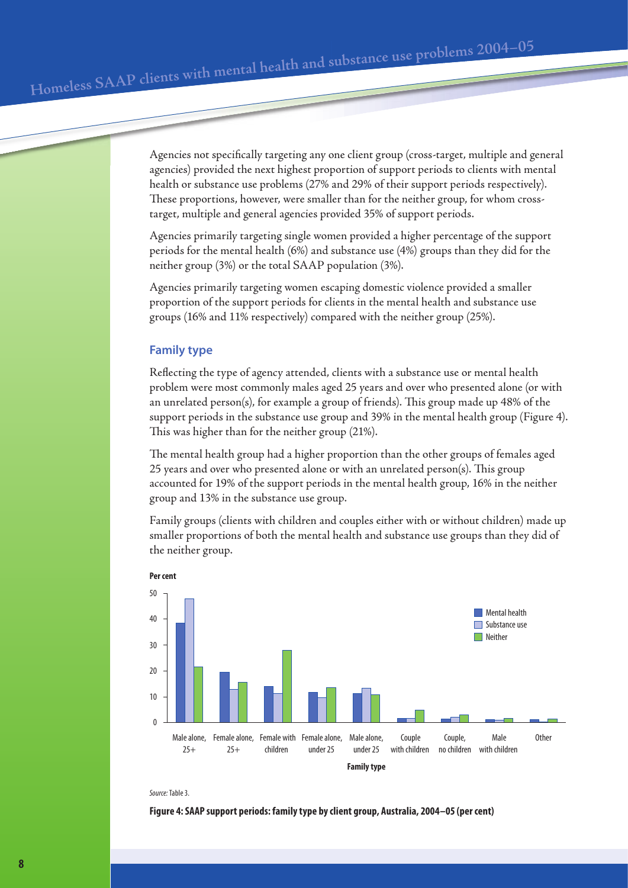Agencies not specifically targeting any one client group (cross-target, multiple and general agencies) provided the next highest proportion of support periods to clients with mental health or substance use problems (27% and 29% of their support periods respectively). These proportions, however, were smaller than for the neither group, for whom cross-target, multiple and general agencies provided 35% of support periods.

Agencies primarily targeting single women provided a higher percentage of the support periods for the mental health (6%) and substance use (4%) groups than they did for the neither group (3%) or the total SAAP population (3%).

Agencies primarily targeting women escaping domestic violence provided a smaller proportion of the support periods for clients in the mental health and substance use groups (16% and 11% respectively) compared with the neither group (25%).

### Family type

Reflecting the type of agency attended, clients with a substance use or mental health problem were most commonly males aged 25 years and over who presented alone (or with an unrelated person(s), for example a group of friends). This group made up 48% of the support periods in the substance use group and 39% in the mental health group (Figure 4). This was higher than for the neither group (21%).

The mental health group had a higher proportion than the other groups of females aged 25 years and over who presented alone or with an unrelated person(s). This group accounted for 19% of the support periods in the mental health group, 16% in the neither group and 13% in the substance use group.

Family groups (clients with children and couples either with or without children) made up smaller proportions of both the mental health and substance use groups than they did of the neither group.

*Source:* Table 3.

**Figure 4: SAAP support periods: family type by client group, Australia, 2004–05 (per cent)**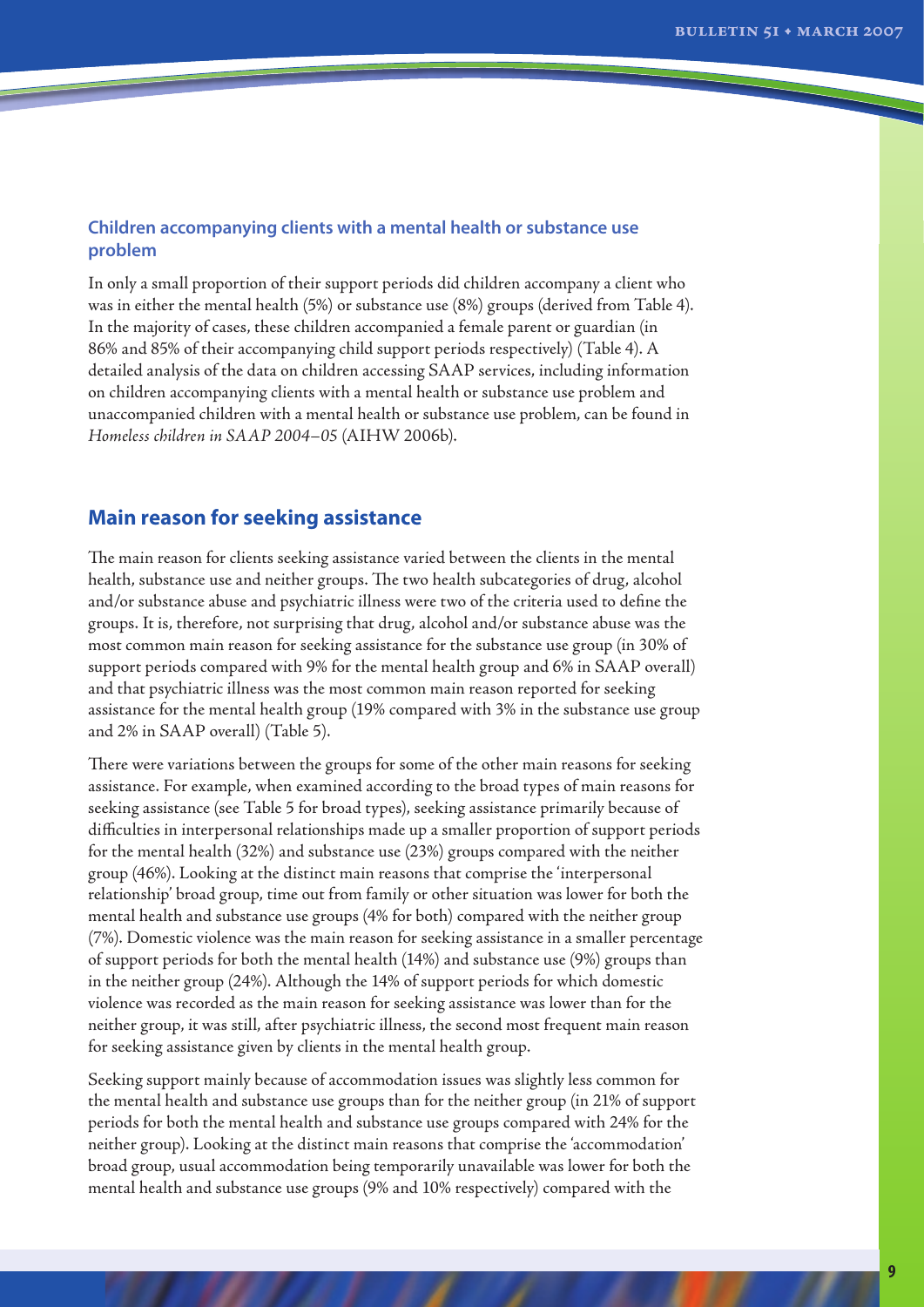### Children accompanying clients with a mental health or substance use problem

In only a small proportion of their support periods did children accompany a client who was in either the mental health (5%) or substance use (8%) groups (derived from Table 4). In the majority of cases, these children accompanied a female parent or guardian (in 86% and 85% of their accompanying child support periods respectively) (Table 4). A detailed analysis of the data on children accessing SAAP services, including information on children accompanying clients with a mental health or substance use problem and unaccompanied children with a mental health or substance use problem, can be found in *Homeless children in SAAP 2004–05* (AIHW 2006b).

## Main reason for seeking assistance

The main reason for clients seeking assistance varied between the clients in the mental health, substance use and neither groups. The two health subcategories of drug, alcohol and/or substance abuse and psychiatric illness were two of the criteria used to define the groups. It is, therefore, not surprising that drug, alcohol and/or substance abuse was the most common main reason for seeking assistance for the substance use group (in 30% of support periods compared with 9% for the mental health group and 6% in SAAP overall) and that psychiatric illness was the most common main reason reported for seeking assistance for the mental health group (19% compared with 3% in the substance use group and 2% in SAAP overall) (Table 5).

There were variations between the groups for some of the other main reasons for seeking assistance. For example, when examined according to the broad types of main reasons for seeking assistance (see Table 5 for broad types), seeking assistance primarily because of difficulties in interpersonal relationships made up a smaller proportion of support periods for the mental health (32%) and substance use (23%) groups compared with the neither group (46%). Looking at the distinct main reasons that comprise the 'interpersonal relationship' broad group, time out from family or other situation was lower for both the mental health and substance use groups (4% for both) compared with the neither group (7%). Domestic violence was the main reason for seeking assistance in a smaller percentage of support periods for both the mental health (14%) and substance use (9%) groups than in the neither group (24%). Although the 14% of support periods for which domestic violence was recorded as the main reason for seeking assistance was lower than for the neither group, it was still, after psychiatric illness, the second most frequent main reason for seeking assistance given by clients in the mental health group.

Seeking support mainly because of accommodation issues was slightly less common for the mental health and substance use groups than for the neither group (in 21% of support periods for both the mental health and substance use groups compared with 24% for the neither group). Looking at the distinct main reasons that comprise the 'accommodation' broad group, usual accommodation being temporarily unavailable was lower for both the mental health and substance use groups (9% and 10% respectively) compared with the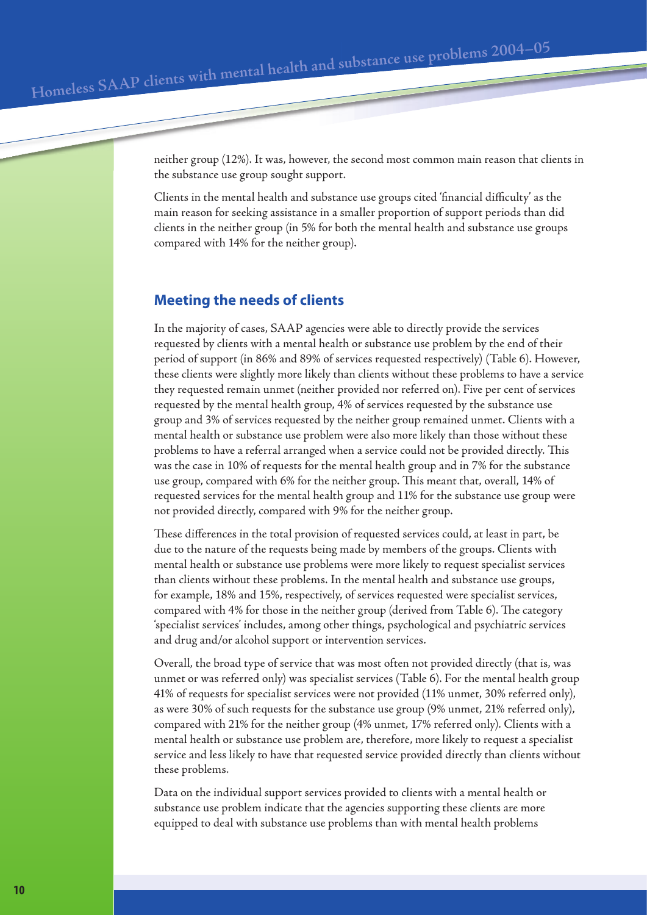neither group (12%). It was, however, the second most common main reason that clients in the substance use group sought support.

Clients in the mental health and substance use groups cited 'financial difficulty' as the main reason for seeking assistance in a smaller proportion of support periods than did clients in the neither group (in 5% for both the mental health and substance use groups compared with 14% for the neither group).

## Meeting the needs of clients

In the majority of cases, SAAP agencies were able to directly provide the services requested by clients with a mental health or substance use problem by the end of their period of support (in 86% and 89% of services requested respectively) (Table 6). However, these clients were slightly more likely than clients without these problems to have a service they requested remain unmet (neither provided nor referred on). Five per cent of services requested by the mental health group, 4% of services requested by the substance use group and 3% of services requested by the neither group remained unmet. Clients with a mental health or substance use problem were also more likely than those without these problems to have a referral arranged when a service could not be provided directly. This was the case in 10% of requests for the mental health group and in 7% for the substance use group, compared with 6% for the neither group. This meant that, overall, 14% of requested services for the mental health group and 11% for the substance use group were not provided directly, compared with 9% for the neither group.

These differences in the total provision of requested services could, at least in part, be due to the nature of the requests being made by members of the groups. Clients with mental health or substance use problems were more likely to request specialist services than clients without these problems. In the mental health and substance use groups, for example, 18% and 15%, respectively, of services requested were specialist services, compared with 4% for those in the neither group (derived from Table 6). The category 'specialist services' includes, among other things, psychological and psychiatric services and drug and/or alcohol support or intervention services.

Overall, the broad type of service that was most often not provided directly (that is, was unmet or was referred only) was specialist services (Table 6). For the mental health group 41% of requests for specialist services were not provided (11% unmet, 30% referred only), as were 30% of such requests for the substance use group (9% unmet, 21% referred only), compared with 21% for the neither group (4% unmet, 17% referred only). Clients with a mental health or substance use problem are, therefore, more likely to request a specialist service and less likely to have that requested service provided directly than clients without these problems.

Data on the individual support services provided to clients with a mental health or substance use problem indicate that the agencies supporting these clients are more equipped to deal with substance use problems than with mental health problems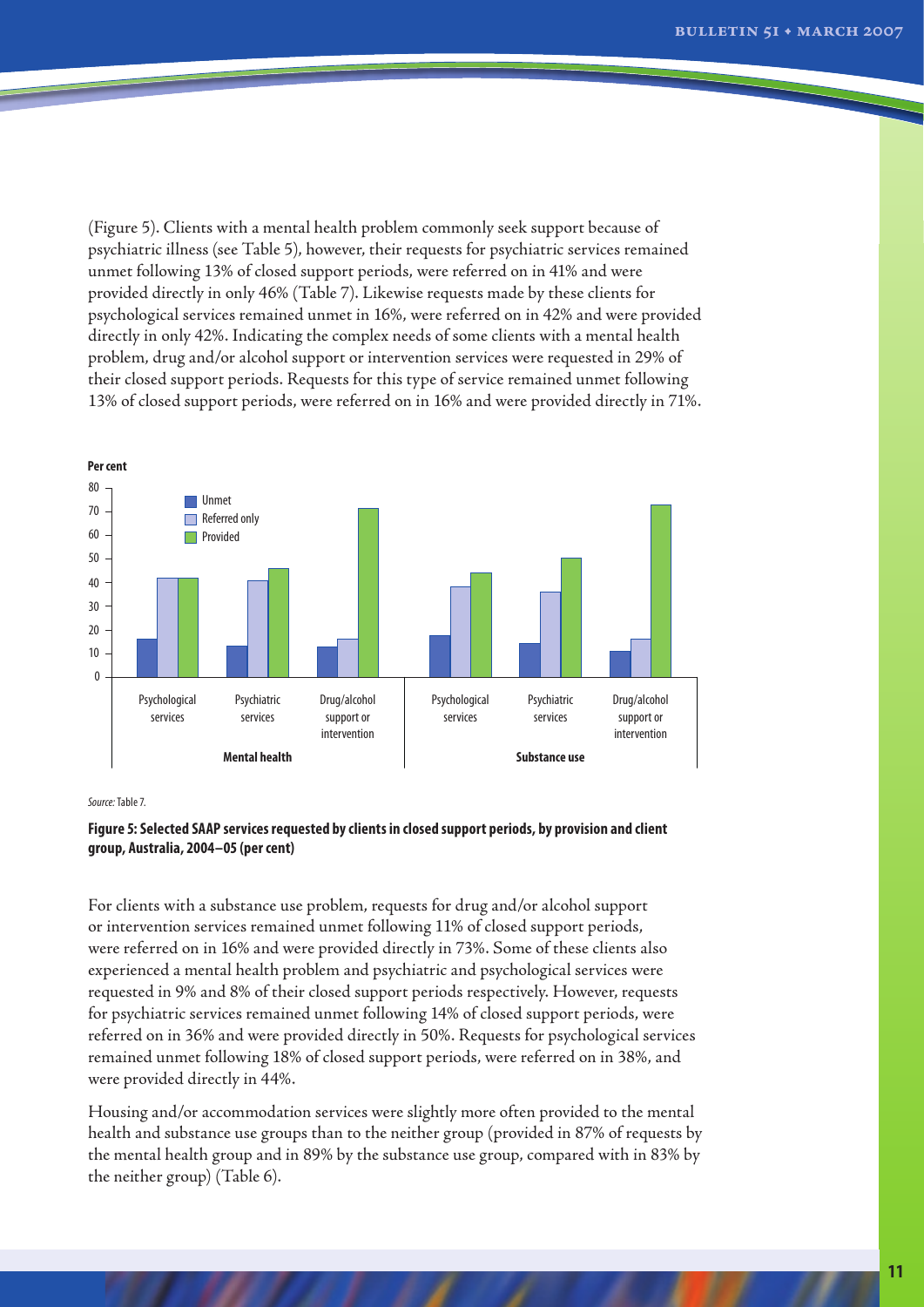(Figure 5). Clients with a mental health problem commonly seek support because of psychiatric illness (see Table 5), however, their requests for psychiatric services remained unmet following 13% of closed support periods, were referred on in 41% and were provided directly in only 46% (Table 7). Likewise requests made by these clients for psychological services remained unmet in 16%, were referred on in 42% and were provided directly in only 42%. Indicating the complex needs of some clients with a mental health problem, drug and/or alcohol support or intervention services were requested in 29% of their closed support periods. Requests for this type of service remained unmet following 13% of closed support periods, were referred on in 16% and were provided directly in 71%.

Per cent

80
70
60
50
40
30
20
10
0

Unmet
Referred only
Provided

Psychological services
Psychiatric services
Drug/alcohol support or intervention
Mental health

Psychological services
Psychiatric services
Drug/alcohol support or intervention
Substance use

*Source:* Table 7.

**Figure 5: Selected SAAP services requested by clients in closed support periods, by provision and client group, Australia, 2004–05 (per cent)**

For clients with a substance use problem, requests for drug and/or alcohol support or intervention services remained unmet following 11% of closed support periods, were referred on in 16% and were provided directly in 73%. Some of these clients also experienced a mental health problem and psychiatric and psychological services were requested in 9% and 8% of their closed support periods respectively. However, requests for psychiatric services remained unmet following 14% of closed support periods, were referred on in 36% and were provided directly in 50%. Requests for psychological services remained unmet following 18% of closed support periods, were referred on in 38%, and were provided directly in 44%.

Housing and/or accommodation services were slightly more often provided to the mental health and substance use groups than to the neither group (provided in 87% of requests by the mental health group and in 89% by the substance use group, compared with in 83% by the neither group) (Table 6).